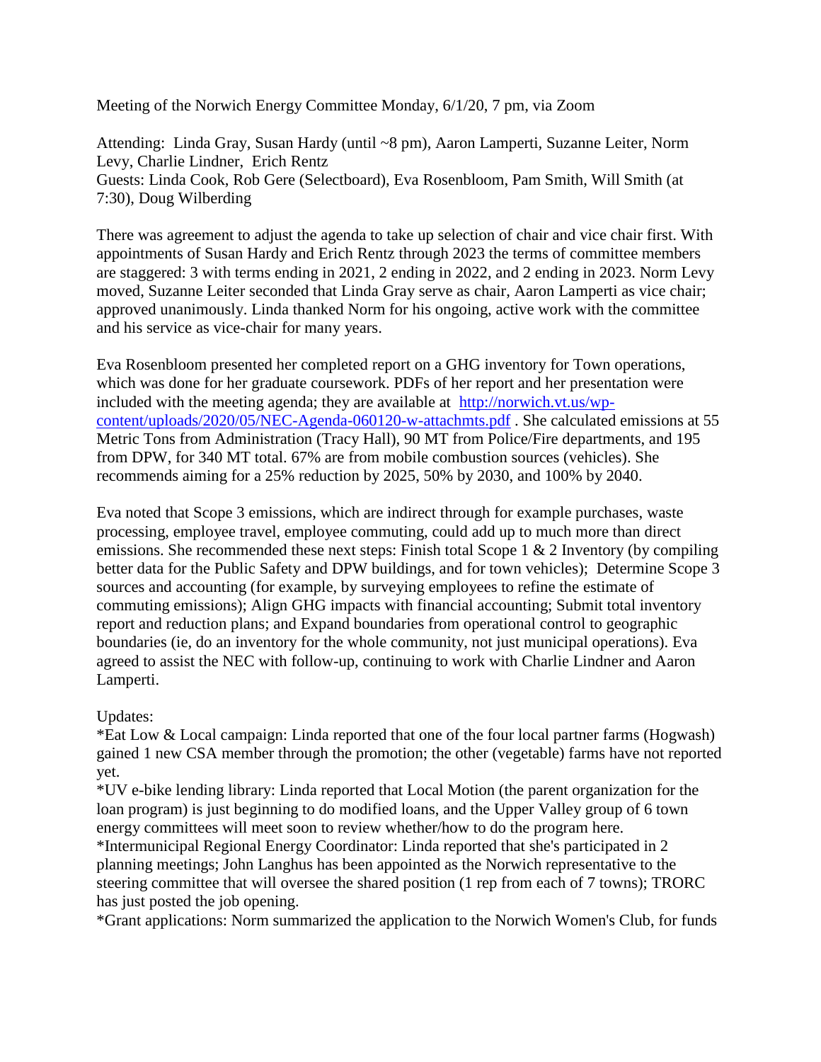Meeting of the Norwich Energy Committee Monday, 6/1/20, 7 pm, via Zoom

Attending: Linda Gray, Susan Hardy (until ~8 pm), Aaron Lamperti, Suzanne Leiter, Norm Levy, Charlie Lindner, Erich Rentz
Guests: Linda Cook, Rob Gere (Selectboard), Eva Rosenbloom, Pam Smith, Will Smith (at 7:30), Doug Wilberding

There was agreement to adjust the agenda to take up selection of chair and vice chair first. With appointments of Susan Hardy and Erich Rentz through 2023 the terms of committee members are staggered: 3 with terms ending in 2021, 2 ending in 2022, and 2 ending in 2023. Norm Levy moved, Suzanne Leiter seconded that Linda Gray serve as chair, Aaron Lamperti as vice chair; approved unanimously. Linda thanked Norm for his ongoing, active work with the committee and his service as vice-chair for many years.

Eva Rosenbloom presented her completed report on a GHG inventory for Town operations, which was done for her graduate coursework. PDFs of her report and her presentation were included with the meeting agenda; they are available at [http://norwich.vt.us/wp-content/uploads/2020/05/NEC-Agenda-060120-w-attachmts.pdf](http://norwich.vt.us/wp-content/uploads/2020/05/NEC-Agenda-060120-w-attachmts.pdf) . She calculated emissions at 55 Metric Tons from Administration (Tracy Hall), 90 MT from Police/Fire departments, and 195 from DPW, for 340 MT total. 67% are from mobile combustion sources (vehicles). She recommends aiming for a 25% reduction by 2025, 50% by 2030, and 100% by 2040.

Eva noted that Scope 3 emissions, which are indirect through for example purchases, waste processing, employee travel, employee commuting, could add up to much more than direct emissions. She recommended these next steps: Finish total Scope 1 & 2 Inventory (by compiling better data for the Public Safety and DPW buildings, and for town vehicles); Determine Scope 3 sources and accounting (for example, by surveying employees to refine the estimate of commuting emissions); Align GHG impacts with financial accounting; Submit total inventory report and reduction plans; and Expand boundaries from operational control to geographic boundaries (ie, do an inventory for the whole community, not just municipal operations). Eva agreed to assist the NEC with follow-up, continuing to work with Charlie Lindner and Aaron Lamperti.

Updates:
*Eat Low & Local campaign: Linda reported that one of the four local partner farms (Hogwash) gained 1 new CSA member through the promotion; the other (vegetable) farms have not reported yet.
*UV e-bike lending library: Linda reported that Local Motion (the parent organization for the loan program) is just beginning to do modified loans, and the Upper Valley group of 6 town energy committees will meet soon to review whether/how to do the program here.
*Intermunicipal Regional Energy Coordinator: Linda reported that she's participated in 2 planning meetings; John Langhus has been appointed as the Norwich representative to the steering committee that will oversee the shared position (1 rep from each of 7 towns); TRORC has just posted the job opening.
*Grant applications: Norm summarized the application to the Norwich Women's Club, for funds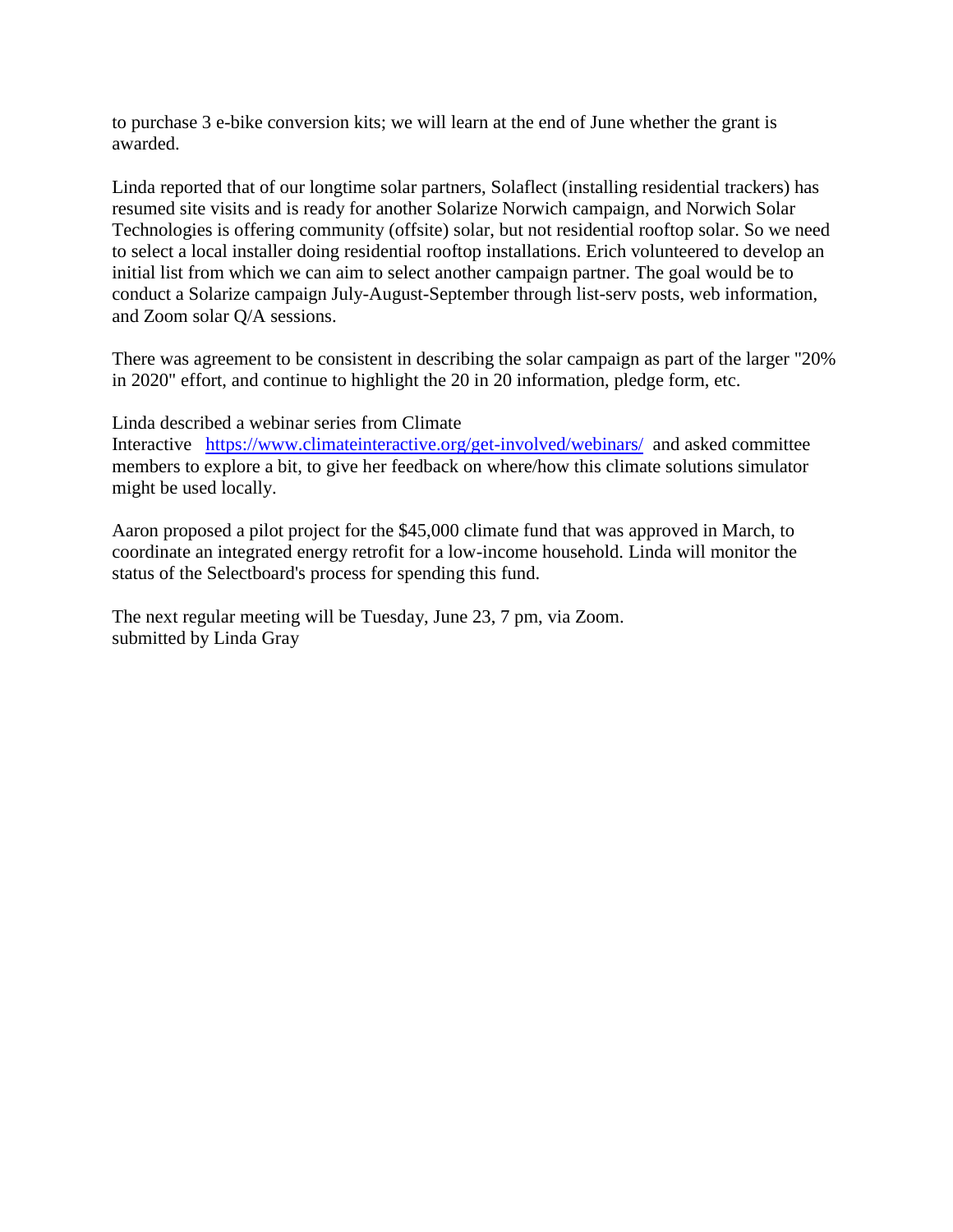to purchase 3 e-bike conversion kits; we will learn at the end of June whether the grant is awarded.

Linda reported that of our longtime solar partners, Solaflect (installing residential trackers) has resumed site visits and is ready for another Solarize Norwich campaign, and Norwich Solar Technologies is offering community (offsite) solar, but not residential rooftop solar. So we need to select a local installer doing residential rooftop installations. Erich volunteered to develop an initial list from which we can aim to select another campaign partner. The goal would be to conduct a Solarize campaign July-August-September through list-serv posts, web information, and Zoom solar Q/A sessions.

There was agreement to be consistent in describing the solar campaign as part of the larger "20% in 2020" effort, and continue to highlight the 20 in 20 information, pledge form, etc.

Linda described a webinar series from Climate Interactive https://www.climateinteractive.org/get-involved/webinars/ and asked committee members to explore a bit, to give her feedback on where/how this climate solutions simulator might be used locally.

Aaron proposed a pilot project for the $45,000 climate fund that was approved in March, to coordinate an integrated energy retrofit for a low-income household. Linda will monitor the status of the Selectboard's process for spending this fund.

The next regular meeting will be Tuesday, June 23, 7 pm, via Zoom.
submitted by Linda Gray